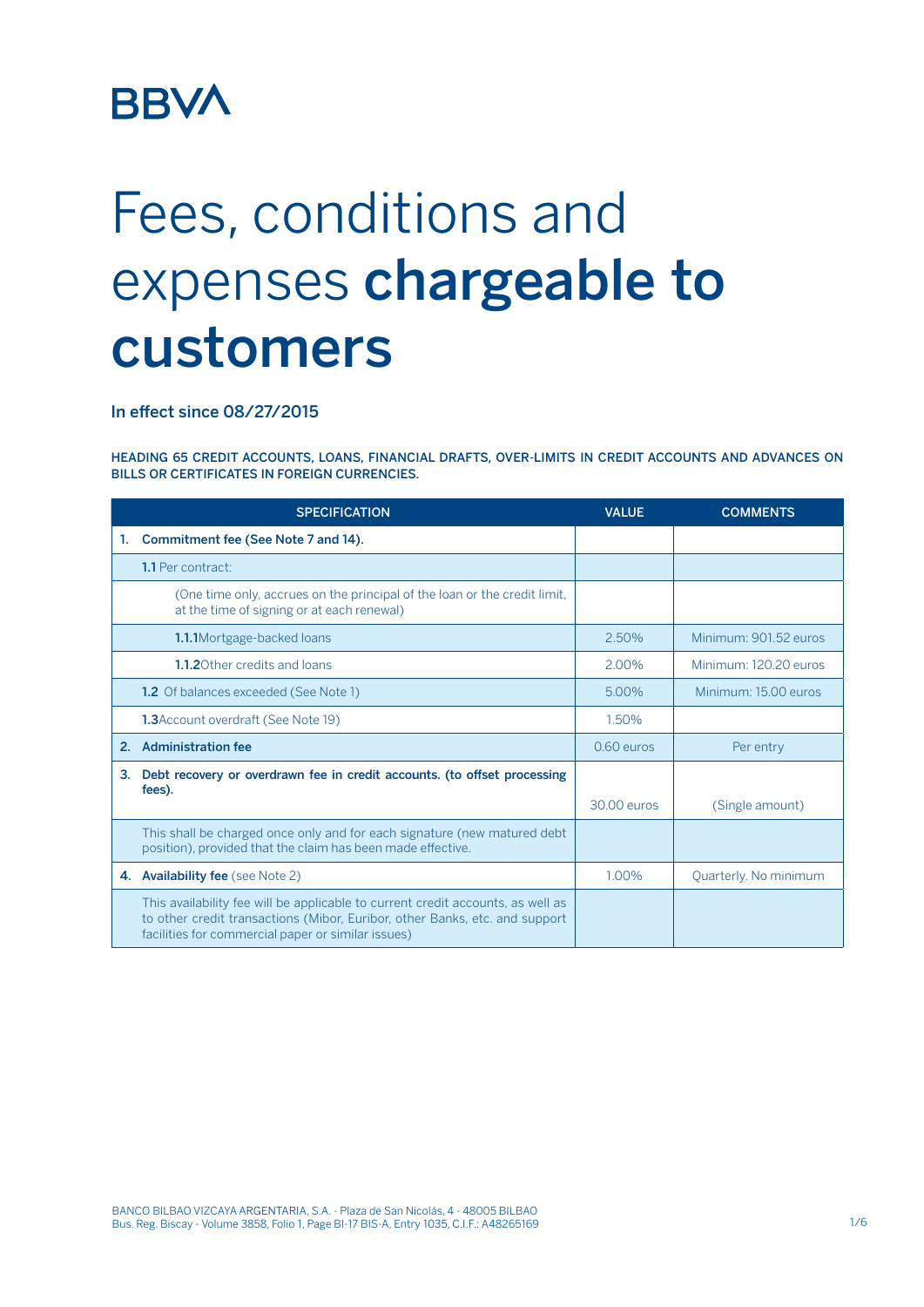BBVA

# Fees, conditions and expenses **chargeable to customers**

In effect since 08/27/2015

HEADING 65 CREDIT ACCOUNTS, LOANS, FINANCIAL DRAFTS, OVER-LIMITS IN CREDIT ACCOUNTS AND ADVANCES ON BILLS OR CERTIFICATES IN FOREIGN CURRENCIES.

| SPECIFICATION | VALUE | COMMENTS |
|---|---|---|
| **1. Commitment fee (See Note 7 and 14).** | | |
| **1.1** Per contract: | | |
| (One time only, accrues on the principal of the loan or the credit limit, at the time of signing or at each renewal) | | |
| **1.1.1**Mortgage-backed loans | 2.50% | Minimum: 901.52 euros |
| **1.1.2**Other credits and loans | 2.00% | Minimum: 120.20 euros |
| **1.2** Of balances exceeded (See Note 1) | 5.00% | Minimum: 15.00 euros |
| **1.3**Account overdraft (See Note 19) | 1.50% | |
| **2. Administration fee** | 0.60 euros | Per entry |
| **3. Debt recovery or overdrawn fee in credit accounts. (to offset processing fees).** | 30.00 euros | (Single amount) |
| This shall be charged once only and for each signature (new matured debt position), provided that the claim has been made effective. | | |
| **4. Availability fee** (see Note 2) | 1.00% | Quarterly. No minimum |
| This availability fee will be applicable to current credit accounts, as well as to other credit transactions (Mibor, Euribor, other Banks, etc. and support facilities for commercial paper or similar issues) | | |

BANCO BILBAO VIZCAYA ARGENTARIA, S.A. - Plaza de San Nicolás, 4 - 48005 BILBAO
Bus. Reg. Biscay - Volume 3858, Folio 1, Page BI-17 BIS-A, Entry 1035, C.I.F.: A48265169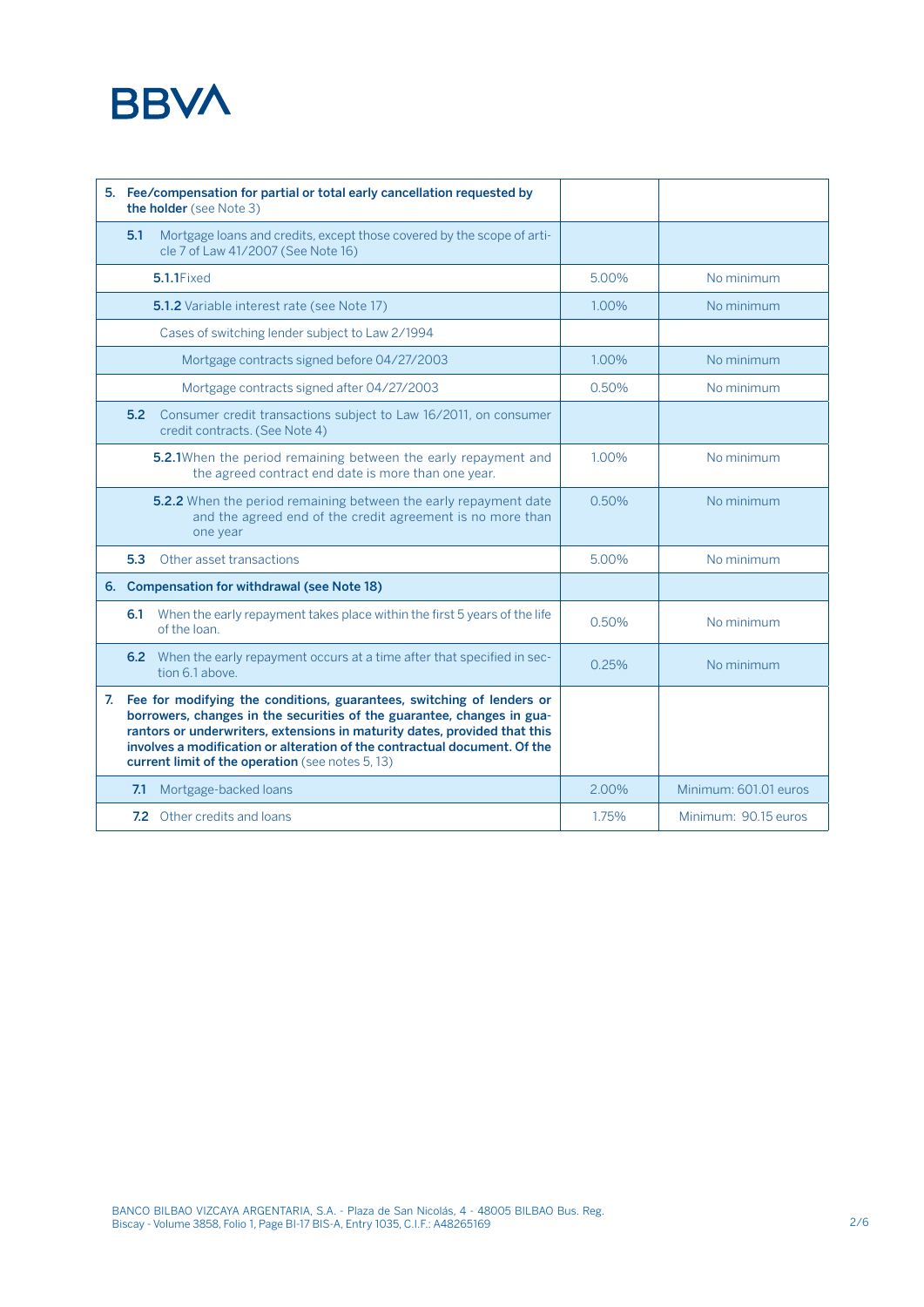BBVA

| | | |
|---|---|---|
| **5. Fee/compensation for partial or total early cancellation requested by the holder** (see Note 3) | | |
| **5.1** Mortgage loans and credits, except those covered by the scope of article 7 of Law 41/2007 (See Note 16) | | |
| **5.1.1** Fixed | 5.00% | No minimum |
| **5.1.2** Variable interest rate (see Note 17) | 1.00% | No minimum |
| Cases of switching lender subject to Law 2/1994 | | |
| Mortgage contracts signed before 04/27/2003 | 1.00% | No minimum |
| Mortgage contracts signed after 04/27/2003 | 0.50% | No minimum |
| **5.2** Consumer credit transactions subject to Law 16/2011, on consumer credit contracts. (See Note 4) | | |
| **5.2.1** When the period remaining between the early repayment and the agreed contract end date is more than one year. | 1.00% | No minimum |
| **5.2.2** When the period remaining between the early repayment date and the agreed end of the credit agreement is no more than one year | 0.50% | No minimum |
| **5.3** Other asset transactions | 5.00% | No minimum |
| **6. Compensation for withdrawal (see Note 18)** | | |
| **6.1** When the early repayment takes place within the first 5 years of the life of the loan. | 0.50% | No minimum |
| **6.2** When the early repayment occurs at a time after that specified in section 6.1 above. | 0.25% | No minimum |
| **7. Fee for modifying the conditions, guarantees, switching of lenders or borrowers, changes in the securities of the guarantee, changes in guarantors or underwriters, extensions in maturity dates, provided that this involves a modification or alteration of the contractual document. Of the current limit of the operation** (see notes 5, 13) | | |
| **7.1** Mortgage-backed loans | 2.00% | Minimum: 601.01 euros |
| **7.2** Other credits and loans | 1.75% | Minimum: 90.15 euros |

BANCO BILBAO VIZCAYA ARGENTARIA, S.A. - Plaza de San Nicolás, 4 - 48005 BILBAO Bus. Reg. Biscay - Volume 3858, Folio 1, Page BI-17 BIS-A, Entry 1035, C.I.F.: A48265169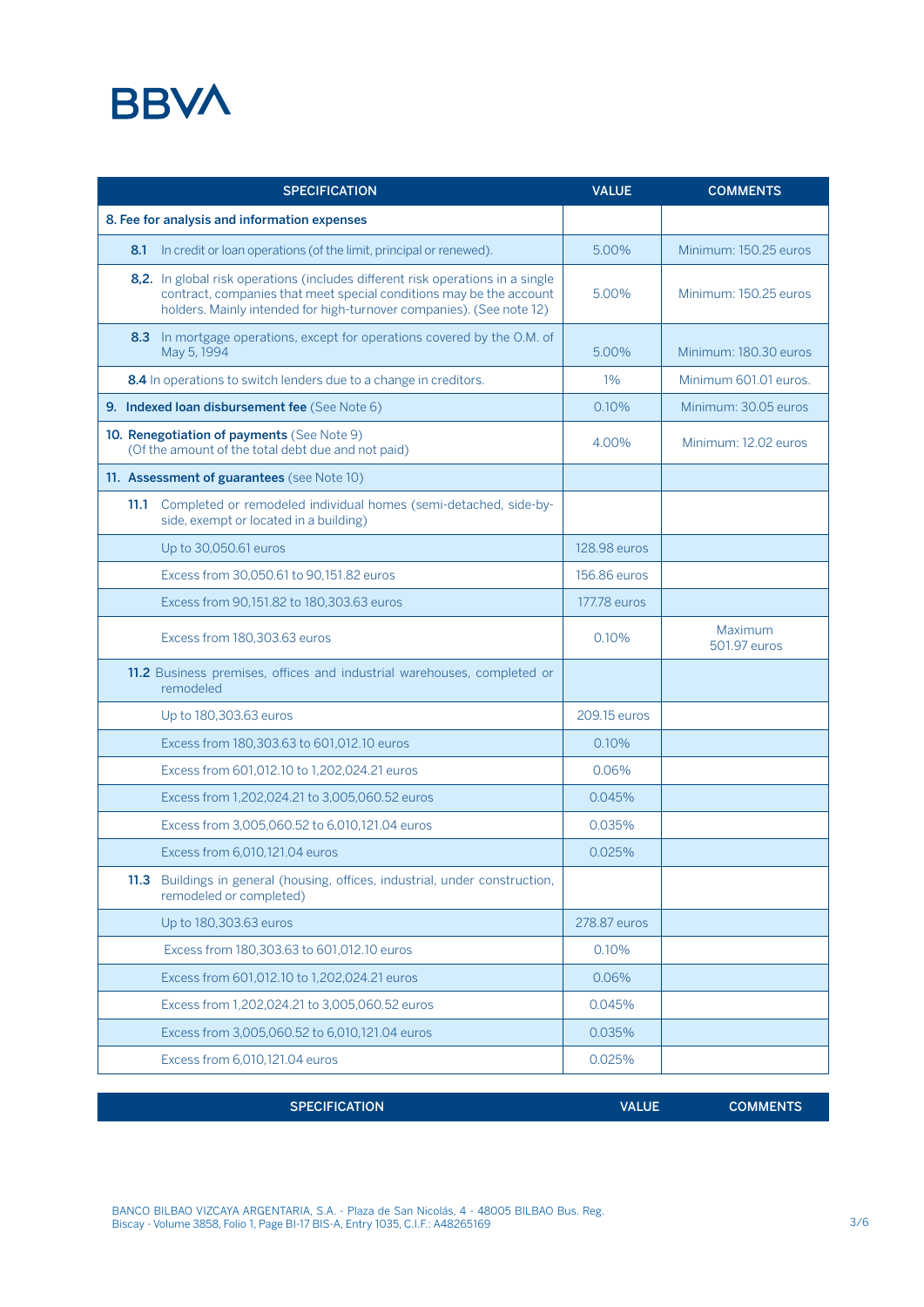| SPECIFICATION | VALUE | COMMENTS |
|---|---|---|
| **8. Fee for analysis and information expenses** | | |
| **8.1** In credit or loan operations (of the limit, principal or renewed). | 5.00% | Minimum: 150.25 euros |
| **8,2.** In global risk operations (includes different risk operations in a single contract, companies that meet special conditions may be the account holders. Mainly intended for high-turnover companies). (See note 12) | 5.00% | Minimum: 150.25 euros |
| **8.3** In mortgage operations, except for operations covered by the O.M. of May 5, 1994 | 5.00% | Minimum: 180.30 euros |
| **8.4** In operations to switch lenders due to a change in creditors. | 1% | Minimum 601.01 euros. |
| **9. Indexed loan disbursement fee** (See Note 6) | 0.10% | Minimum: 30.05 euros |
| **10. Renegotiation of payments** (See Note 9) (Of the amount of the total debt due and not paid) | 4.00% | Minimum: 12.02 euros |
| **11. Assessment of guarantees** (see Note 10) | | |
| **11.1** Completed or remodeled individual homes (semi-detached, side-by-side, exempt or located in a building) | | |
| Up to 30,050.61 euros | 128.98 euros | |
| Excess from 30,050.61 to 90,151.82 euros | 156.86 euros | |
| Excess from 90,151.82 to 180,303.63 euros | 177.78 euros | |
| Excess from 180,303.63 euros | 0.10% | Maximum 501.97 euros |
| **11.2** Business premises, offices and industrial warehouses, completed or remodeled | | |
| Up to 180,303.63 euros | 209.15 euros | |
| Excess from 180,303.63 to 601,012.10 euros | 0.10% | |
| Excess from 601,012.10 to 1,202,024.21 euros | 0.06% | |
| Excess from 1,202,024.21 to 3,005,060.52 euros | 0.045% | |
| Excess from 3,005,060.52 to 6,010,121.04 euros | 0.035% | |
| Excess from 6,010,121.04 euros | 0.025% | |
| **11.3** Buildings in general (housing, offices, industrial, under construction, remodeled or completed) | | |
| Up to 180,303.63 euros | 278.87 euros | |
| Excess from 180,303.63 to 601,012.10 euros | 0.10% | |
| Excess from 601,012.10 to 1,202,024.21 euros | 0.06% | |
| Excess from 1,202,024.21 to 3,005,060.52 euros | 0.045% | |
| Excess from 3,005,060.52 to 6,010,121.04 euros | 0.035% | |
| Excess from 6,010,121.04 euros | 0.025% | |

| SPECIFICATION | VALUE | COMMENTS |
|---|---|---|

BANCO BILBAO VIZCAYA ARGENTARIA, S.A. - Plaza de San Nicolás, 4 - 48005 BILBAO Bus. Reg. Biscay - Volume 3858, Folio 1, Page BI-17 BIS-A, Entry 1035, C.I.F.: A48265169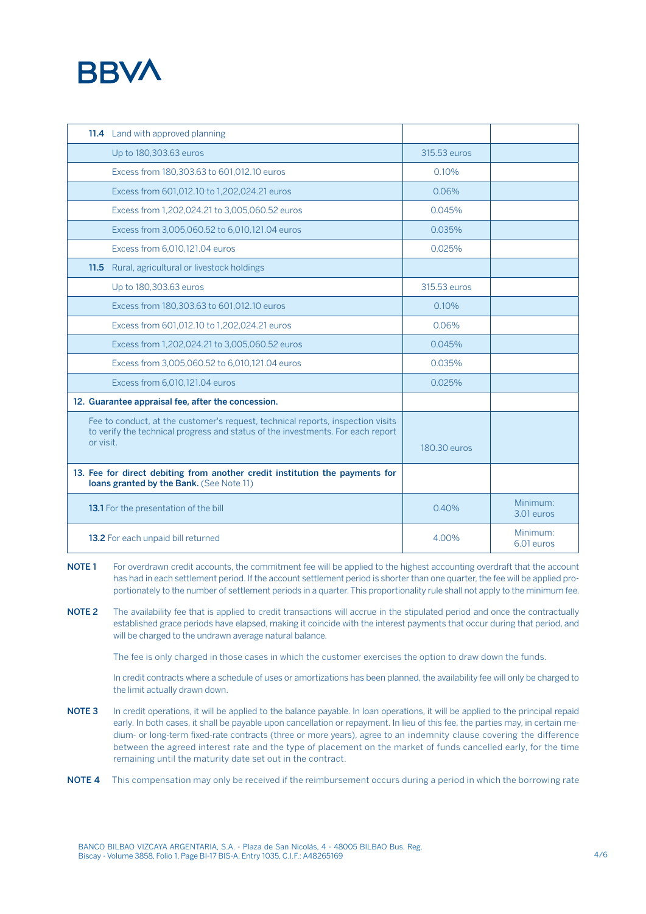| | | |
|---|---|---|
| **11.4** Land with approved planning | | |
| Up to 180,303.63 euros | 315.53 euros | |
| Excess from 180,303.63 to 601,012.10 euros | 0.10% | |
| Excess from 601,012.10 to 1,202,024.21 euros | 0.06% | |
| Excess from 1,202,024.21 to 3,005,060.52 euros | 0.045% | |
| Excess from 3,005,060.52 to 6,010,121.04 euros | 0.035% | |
| Excess from 6,010,121.04 euros | 0.025% | |
| **11.5** Rural, agricultural or livestock holdings | | |
| Up to 180,303.63 euros | 315.53 euros | |
| Excess from 180,303.63 to 601,012.10 euros | 0.10% | |
| Excess from 601,012.10 to 1,202,024.21 euros | 0.06% | |
| Excess from 1,202,024.21 to 3,005,060.52 euros | 0.045% | |
| Excess from 3,005,060.52 to 6,010,121.04 euros | 0.035% | |
| Excess from 6,010,121.04 euros | 0.025% | |
| **12. Guarantee appraisal fee, after the concession.** | | |
| Fee to conduct, at the customer's request, technical reports, inspection visits to verify the technical progress and status of the investments. For each report or visit. | 180.30 euros | |
| **13. Fee for direct debiting from another credit institution the payments for loans granted by the Bank.** (See Note 11) | | |
| **13.1** For the presentation of the bill | 0.40% | Minimum: 3.01 euros |
| **13.2** For each unpaid bill returned | 4.00% | Minimum: 6.01 euros |

**NOTE 1** For overdrawn credit accounts, the commitment fee will be applied to the highest accounting overdraft that the account has had in each settlement period. If the account settlement period is shorter than one quarter, the fee will be applied proportionately to the number of settlement periods in a quarter. This proportionality rule shall not apply to the minimum fee.

**NOTE 2** The availability fee that is applied to credit transactions will accrue in the stipulated period and once the contractually established grace periods have elapsed, making it coincide with the interest payments that occur during that period, and will be charged to the undrawn average natural balance.

The fee is only charged in those cases in which the customer exercises the option to draw down the funds.

In credit contracts where a schedule of uses or amortizations has been planned, the availability fee will only be charged to the limit actually drawn down.

**NOTE 3** In credit operations, it will be applied to the balance payable. In loan operations, it will be applied to the principal repaid early. In both cases, it shall be payable upon cancellation or repayment. In lieu of this fee, the parties may, in certain medium- or long-term fixed-rate contracts (three or more years), agree to an indemnity clause covering the difference between the agreed interest rate and the type of placement on the market of funds cancelled early, for the time remaining until the maturity date set out in the contract.

**NOTE 4** This compensation may only be received if the reimbursement occurs during a period in which the borrowing rate

BANCO BILBAO VIZCAYA ARGENTARIA, S.A. - Plaza de San Nicolás, 4 - 48005 BILBAO Bus. Reg. Biscay - Volume 3858, Folio 1, Page BI-17 BIS-A, Entry 1035, C.I.F.: A48265169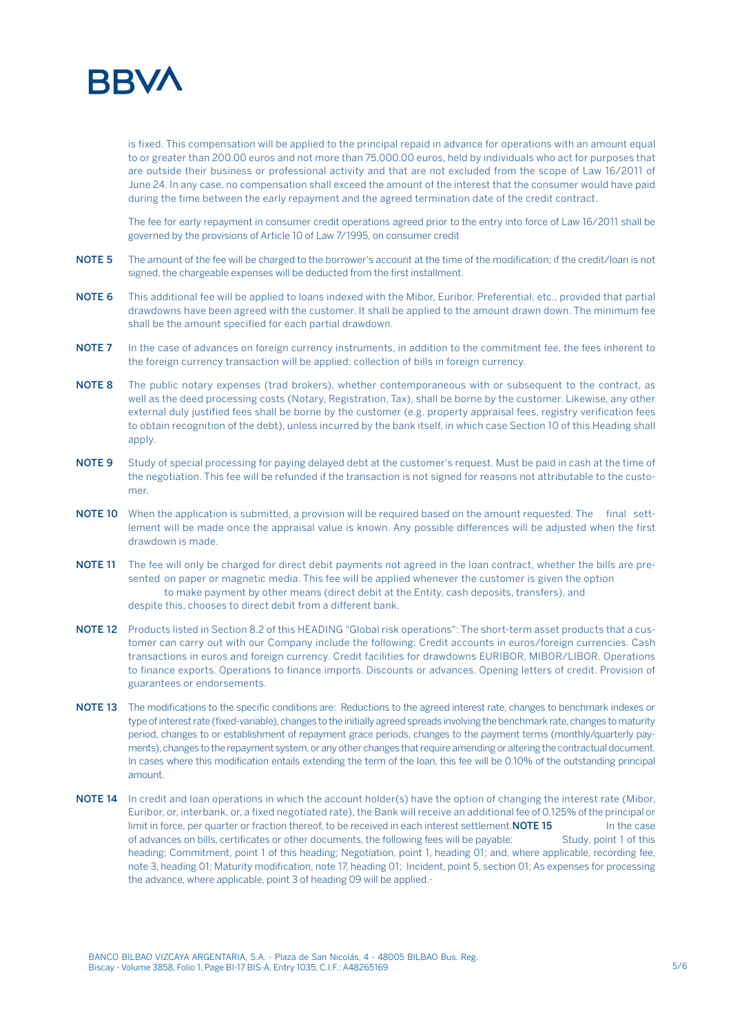is fixed. This compensation will be applied to the principal repaid in advance for operations with an amount equal to or greater than 200.00 euros and not more than 75,000.00 euros, held by individuals who act for purposes that are outside their business or professional activity and that are not excluded from the scope of Law 16/2011 of June 24. In any case, no compensation shall exceed the amount of the interest that the consumer would have paid during the time between the early repayment and the agreed termination date of the credit contract.

The fee for early repayment in consumer credit operations agreed prior to the entry into force of Law 16/2011 shall be governed by the provisions of Article 10 of Law 7/1995, on consumer credit

**NOTE 5** The amount of the fee will be charged to the borrower's account at the time of the modification; if the credit/loan is not signed, the chargeable expenses will be deducted from the first installment.

**NOTE 6** This additional fee will be applied to loans indexed with the Mibor, Euribor, Preferential, etc., provided that partial drawdowns have been agreed with the customer. It shall be applied to the amount drawn down. The minimum fee shall be the amount specified for each partial drawdown.

**NOTE 7** In the case of advances on foreign currency instruments, in addition to the commitment fee, the fees inherent to the foreign currency transaction will be applied: collection of bills in foreign currency.

**NOTE 8** The public notary expenses (trad brokers), whether contemporaneous with or subsequent to the contract, as well as the deed processing costs (Notary, Registration, Tax), shall be borne by the customer. Likewise, any other external duly justified fees shall be borne by the customer (e.g. property appraisal fees, registry verification fees to obtain recognition of the debt), unless incurred by the bank itself, in which case Section 10 of this Heading shall apply.

**NOTE 9** Study of special processing for paying delayed debt at the customer's request. Must be paid in cash at the time of the negotiation. This fee will be refunded if the transaction is not signed for reasons not attributable to the customer.

**NOTE 10** When the application is submitted, a provision will be required based on the amount requested. The final settlement will be made once the appraisal value is known. Any possible differences will be adjusted when the first drawdown is made.

**NOTE 11** The fee will only be charged for direct debit payments not agreed in the loan contract, whether the bills are presented on paper or magnetic media. This fee will be applied whenever the customer is given the option to make payment by other means (direct debit at the Entity, cash deposits, transfers), and despite this, chooses to direct debit from a different bank.

**NOTE 12** Products listed in Section 8.2 of this HEADING "Global risk operations": The short-term asset products that a customer can carry out with our Company include the following: Credit accounts in euros/foreign currencies. Cash transactions in euros and foreign currency. Credit facilities for drawdowns EURIBOR, MIBOR/LIBOR. Operations to finance exports. Operations to finance imports. Discounts or advances. Opening letters of credit. Provision of guarantees or endorsements.

**NOTE 13** The modifications to the specific conditions are: Reductions to the agreed interest rate, changes to benchmark indexes or type of interest rate (fixed-variable), changes to the initially agreed spreads involving the benchmark rate, changes to maturity period, changes to or establishment of repayment grace periods, changes to the payment terms (monthly/quarterly payments), changes to the repayment system, or any other changes that require amending or altering the contractual document. In cases where this modification entails extending the term of the loan, this fee will be 0.10% of the outstanding principal amount.

**NOTE 14** In credit and loan operations in which the account holder(s) have the option of changing the interest rate (Mibor, Euribor, or, interbank, or, a fixed negotiated rate), the Bank will receive an additional fee of 0.125% of the principal or limit in force, per quarter or fraction thereof, to be received in each interest settlement.

**NOTE 15** In the case of advances on bills, certificates or other documents, the following fees will be payable: Study, point 1 of this heading; Commitment, point 1 of this heading; Negotiation, point 1, heading 01; and, where applicable, recording fee, note 3, heading 01; Maturity modification, note 17, heading 01; Incident, point 5, section 01; As expenses for processing the advance, where applicable, point 3 of heading 09 will be applied.-

BANCO BILBAO VIZCAYA ARGENTARIA, S.A. - Plaza de San Nicolás, 4 - 48005 BILBAO Bus. Reg. Biscay - Volume 3858, Folio 1, Page BI-17 BIS-A, Entry 1035, C.I.F.: A48265169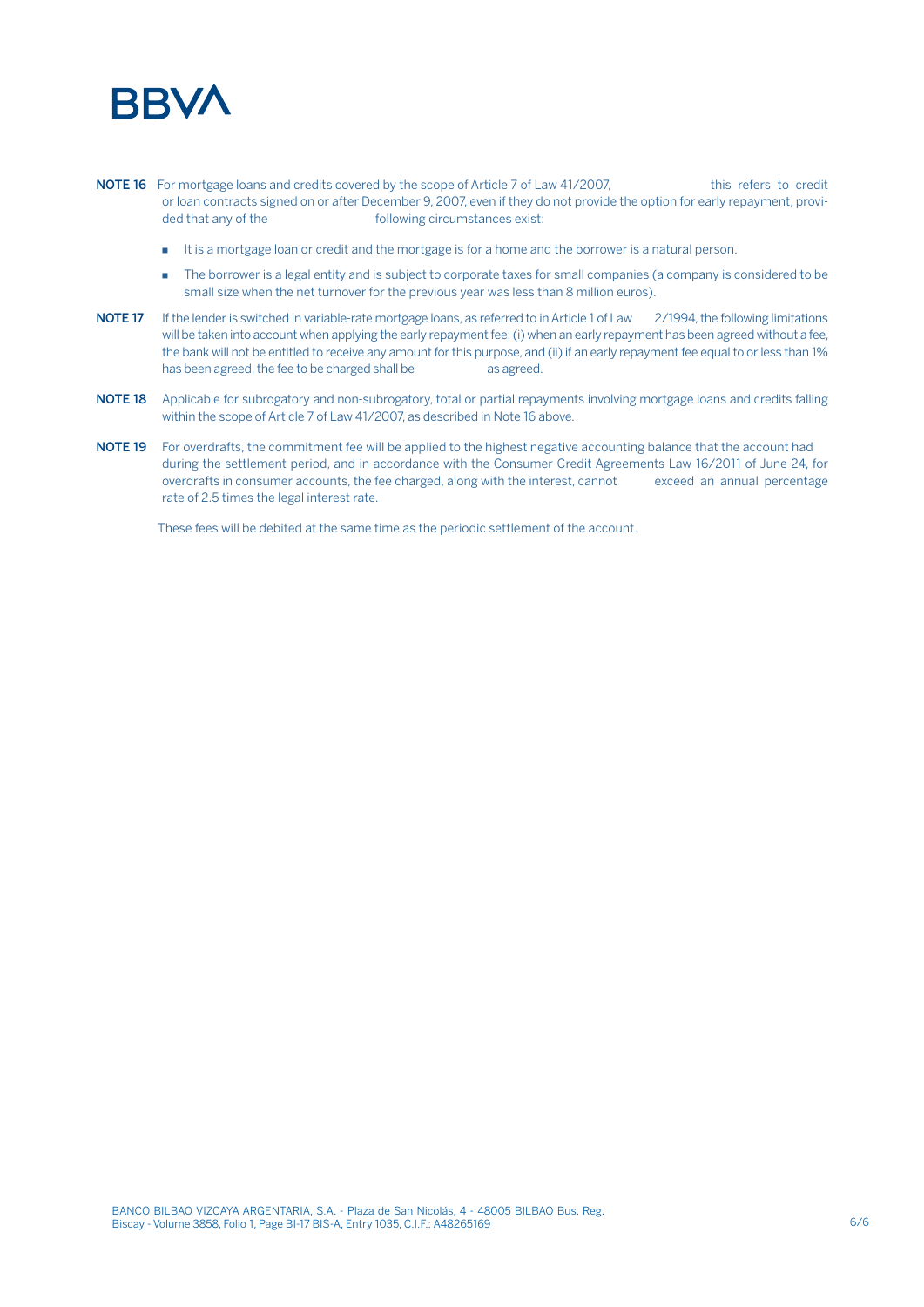**NOTE 16** For mortgage loans and credits covered by the scope of Article 7 of Law 41/2007, this refers to credit or loan contracts signed on or after December 9, 2007, even if they do not provide the option for early repayment, provided that any of the following circumstances exist:

- It is a mortgage loan or credit and the mortgage is for a home and the borrower is a natural person.
- The borrower is a legal entity and is subject to corporate taxes for small companies (a company is considered to be small size when the net turnover for the previous year was less than 8 million euros).

**NOTE 17** If the lender is switched in variable-rate mortgage loans, as referred to in Article 1 of Law 2/1994, the following limitations will be taken into account when applying the early repayment fee: (i) when an early repayment has been agreed without a fee, the bank will not be entitled to receive any amount for this purpose, and (ii) if an early repayment fee equal to or less than 1% has been agreed, the fee to be charged shall be as agreed.

**NOTE 18** Applicable for subrogatory and non-subrogatory, total or partial repayments involving mortgage loans and credits falling within the scope of Article 7 of Law 41/2007, as described in Note 16 above.

**NOTE 19** For overdrafts, the commitment fee will be applied to the highest negative accounting balance that the account had during the settlement period, and in accordance with the Consumer Credit Agreements Law 16/2011 of June 24, for overdrafts in consumer accounts, the fee charged, along with the interest, cannot exceed an annual percentage rate of 2.5 times the legal interest rate.

These fees will be debited at the same time as the periodic settlement of the account.

BANCO BILBAO VIZCAYA ARGENTARIA, S.A. - Plaza de San Nicolás, 4 - 48005 BILBAO Bus. Reg. Biscay - Volume 3858, Folio 1, Page BI-17 BIS-A, Entry 1035, C.I.F.: A48265169